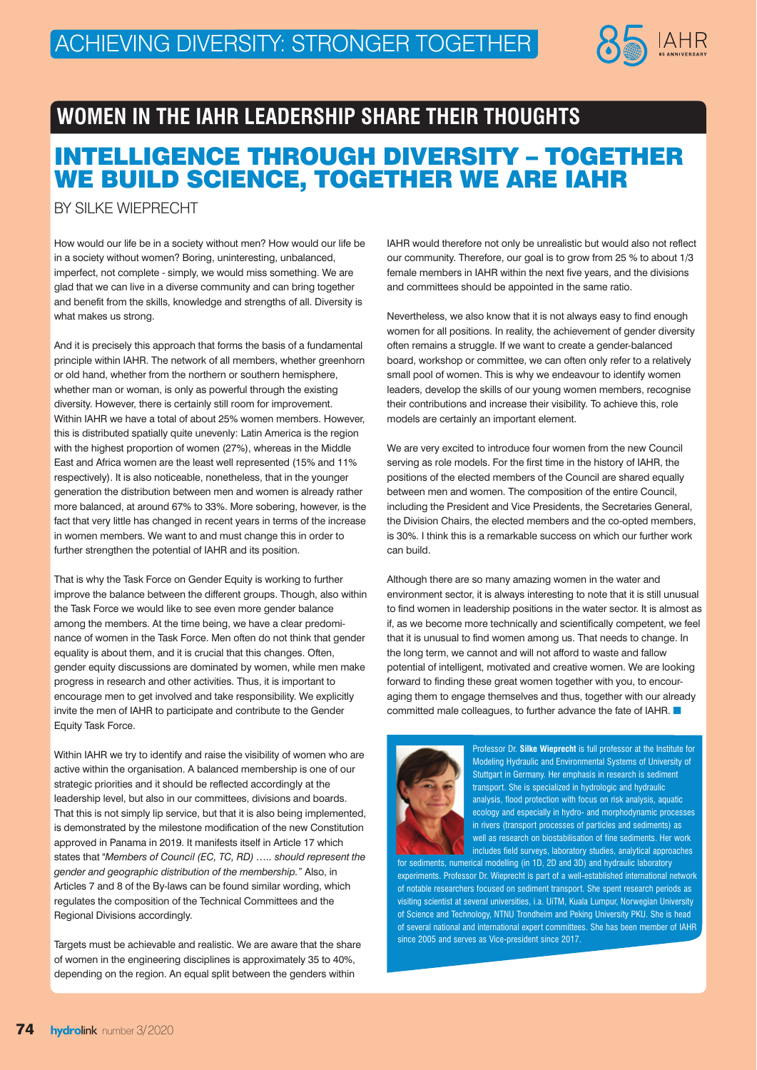# ACHIEVING DIVERSITY: STRONGER TOGETHER

## WOMEN IN THE IAHR LEADERSHIP SHARE THEIR THOUGHTS

# INTELLIGENCE THROUGH DIVERSITY – TOGETHER WE BUILD SCIENCE, TOGETHER WE ARE IAHR

BY SILKE WIEPRECHT

How would our life be in a society without men? How would our life be in a society without women? Boring, uninteresting, unbalanced, imperfect, not complete - simply, we would miss something. We are glad that we can live in a diverse community and can bring together and benefit from the skills, knowledge and strengths of all. Diversity is what makes us strong.

And it is precisely this approach that forms the basis of a fundamental principle within IAHR. The network of all members, whether greenhorn or old hand, whether from the northern or southern hemisphere, whether man or woman, is only as powerful through the existing diversity. However, there is certainly still room for improvement. Within IAHR we have a total of about 25% women members. However, this is distributed spatially quite unevenly: Latin America is the region with the highest proportion of women (27%), whereas in the Middle East and Africa women are the least well represented (15% and 11% respectively). It is also noticeable, nonetheless, that in the younger generation the distribution between men and women is already rather more balanced, at around 67% to 33%. More sobering, however, is the fact that very little has changed in recent years in terms of the increase in women members. We want to and must change this in order to further strengthen the potential of IAHR and its position.

That is why the Task Force on Gender Equity is working to further improve the balance between the different groups. Though, also within the Task Force we would like to see even more gender balance among the members. At the time being, we have a clear predominance of women in the Task Force. Men often do not think that gender equality is about them, and it is crucial that this changes. Often, gender equity discussions are dominated by women, while men make progress in research and other activities. Thus, it is important to encourage men to get involved and take responsibility. We explicitly invite the men of IAHR to participate and contribute to the Gender Equity Task Force.

Within IAHR we try to identify and raise the visibility of women who are active within the organisation. A balanced membership is one of our strategic priorities and it should be reflected accordingly at the leadership level, but also in our committees, divisions and boards. That this is not simply lip service, but that it is also being implemented, is demonstrated by the milestone modification of the new Constitution approved in Panama in 2019. It manifests itself in Article 17 which states that "*Members of Council (EC, TC, RD) ….. should represent the gender and geographic distribution of the membership.*" Also, in Articles 7 and 8 of the By-laws can be found similar wording, which regulates the composition of the Technical Committees and the Regional Divisions accordingly.

Targets must be achievable and realistic. We are aware that the share of women in the engineering disciplines is approximately 35 to 40%, depending on the region. An equal split between the genders within IAHR would therefore not only be unrealistic but would also not reflect our community. Therefore, our goal is to grow from 25 % to about 1/3 female members in IAHR within the next five years, and the divisions and committees should be appointed in the same ratio.

Nevertheless, we also know that it is not always easy to find enough women for all positions. In reality, the achievement of gender diversity often remains a struggle. If we want to create a gender-balanced board, workshop or committee, we can often only refer to a relatively small pool of women. This is why we endeavour to identify women leaders, develop the skills of our young women members, recognise their contributions and increase their visibility. To achieve this, role models are certainly an important element.

We are very excited to introduce four women from the new Council serving as role models. For the first time in the history of IAHR, the positions of the elected members of the Council are shared equally between men and women. The composition of the entire Council, including the President and Vice Presidents, the Secretaries General, the Division Chairs, the elected members and the co-opted members, is 30%. I think this is a remarkable success on which our further work can build.

Although there are so many amazing women in the water and environment sector, it is always interesting to note that it is still unusual to find women in leadership positions in the water sector. It is almost as if, as we become more technically and scientifically competent, we feel that it is unusual to find women among us. That needs to change. In the long term, we cannot and will not afford to waste and fallow potential of intelligent, motivated and creative women. We are looking forward to finding these great women together with you, to encouraging them to engage themselves and thus, together with our already committed male colleagues, to further advance the fate of IAHR. ■

Professor Dr. **Silke Wieprecht** is full professor at the Institute for Modeling Hydraulic and Environmental Systems of University of Stuttgart in Germany. Her emphasis in research is sediment transport. She is specialized in hydrologic and hydraulic analysis, flood protection with focus on risk analysis, aquatic ecology and especially in hydro- and morphodynamic processes in rivers (transport processes of particles and sediments) as well as research on biostabilisation of fine sediments. Her work includes field surveys, laboratory studies, analytical approaches for sediments, numerical modelling (in 1D, 2D and 3D) and hydraulic laboratory experiments. Professor Dr. Wieprecht is part of a well-established international network of notable researchers focused on sediment transport. She spent research periods as visiting scientist at several universities, i.a. UiTM, Kuala Lumpur, Norwegian University of Science and Technology, NTNU Trondheim and Peking University PKU. She is head of several national and international expert committees. She has been member of IAHR since 2005 and serves as Vice-president since 2017.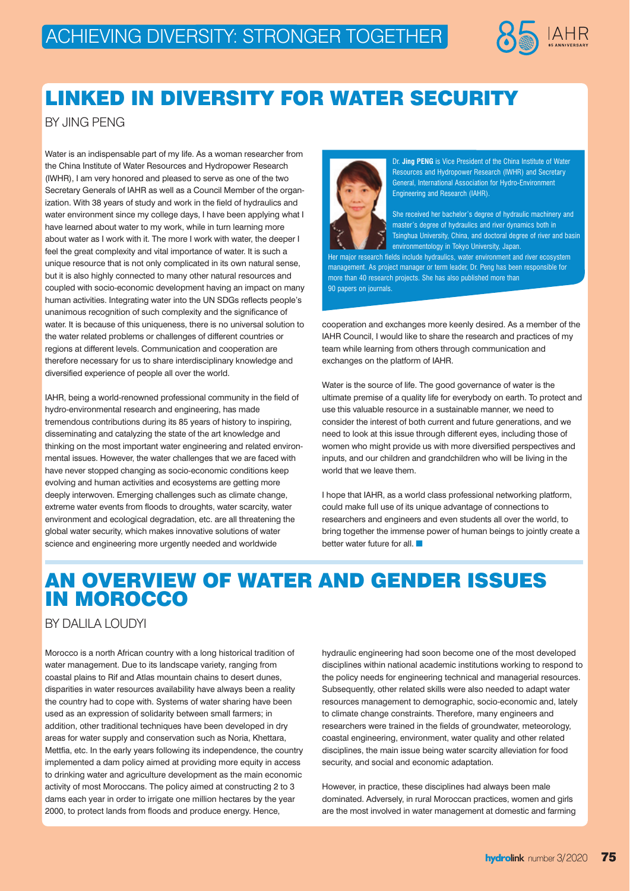# LINKED IN DIVERSITY FOR WATER SECURITY

BY JING PENG

Water is an indispensable part of my life. As a woman researcher from the China Institute of Water Resources and Hydropower Research (IWHR), I am very honored and pleased to serve as one of the two Secretary Generals of IAHR as well as a Council Member of the organization. With 38 years of study and work in the field of hydraulics and water environment since my college days, I have been applying what I have learned about water to my work, while in turn learning more about water as I work with it. The more I work with water, the deeper I feel the great complexity and vital importance of water. It is such a unique resource that is not only complicated in its own natural sense, but it is also highly connected to many other natural resources and coupled with socio-economic development having an impact on many human activities. Integrating water into the UN SDGs reflects people's unanimous recognition of such complexity and the significance of water. It is because of this uniqueness, there is no universal solution to the water related problems or challenges of different countries or regions at different levels. Communication and cooperation are therefore necessary for us to share interdisciplinary knowledge and diversified experience of people all over the world.

IAHR, being a world-renowned professional community in the field of hydro-environmental research and engineering, has made tremendous contributions during its 85 years of history to inspiring, disseminating and catalyzing the state of the art knowledge and thinking on the most important water engineering and related environmental issues. However, the water challenges that we are faced with have never stopped changing as socio-economic conditions keep evolving and human activities and ecosystems are getting more deeply interwoven. Emerging challenges such as climate change, extreme water events from floods to droughts, water scarcity, water environment and ecological degradation, etc. are all threatening the global water security, which makes innovative solutions of water science and engineering more urgently needed and worldwide cooperation and exchanges more keenly desired. As a member of the IAHR Council, I would like to share the research and practices of my team while learning from others through communication and exchanges on the platform of IAHR.

Dr. **Jing PENG** is Vice President of the China Institute of Water Resources and Hydropower Research (IWHR) and Secretary General, International Association for Hydro-Environment Engineering and Research (IAHR).

She received her bachelor's degree of hydraulic machinery and master's degree of hydraulics and river dynamics both in Tsinghua University, China, and doctoral degree of river and basin environmentology in Tokyo University, Japan.

Her major research fields include hydraulics, water environment and river ecosystem management. As project manager or term leader, Dr. Peng has been responsible for more than 40 research projects. She has also published more than 90 papers on journals.

Water is the source of life. The good governance of water is the ultimate premise of a quality life for everybody on earth. To protect and use this valuable resource in a sustainable manner, we need to consider the interest of both current and future generations, and we need to look at this issue through different eyes, including those of women who might provide us with more diversified perspectives and inputs, and our children and grandchildren who will be living in the world that we leave them.

I hope that IAHR, as a world class professional networking platform, could make full use of its unique advantage of connections to researchers and engineers and even students all over the world, to bring together the immense power of human beings to jointly create a better water future for all. ■

# AN OVERVIEW OF WATER AND GENDER ISSUES IN MOROCCO

BY DALILA LOUDYI

Morocco is a north African country with a long historical tradition of water management. Due to its landscape variety, ranging from coastal plains to Rif and Atlas mountain chains to desert dunes, disparities in water resources availability have always been a reality the country had to cope with. Systems of water sharing have been used as an expression of solidarity between small farmers; in addition, other traditional techniques have been developed in dry areas for water supply and conservation such as Noria, Khettara, Mettfia, etc. In the early years following its independence, the country implemented a dam policy aimed at providing more equity in access to drinking water and agriculture development as the main economic activity of most Moroccans. The policy aimed at constructing 2 to 3 dams each year in order to irrigate one million hectares by the year 2000, to protect lands from floods and produce energy. Hence, hydraulic engineering had soon become one of the most developed disciplines within national academic institutions working to respond to the policy needs for engineering technical and managerial resources. Subsequently, other related skills were also needed to adapt water resources management to demographic, socio-economic and, lately to climate change constraints. Therefore, many engineers and researchers were trained in the fields of groundwater, meteorology, coastal engineering, environment, water quality and other related disciplines, the main issue being water scarcity alleviation for food security, and social and economic adaptation.

However, in practice, these disciplines had always been male dominated. Adversely, in rural Moroccan practices, women and girls are the most involved in water management at domestic and farming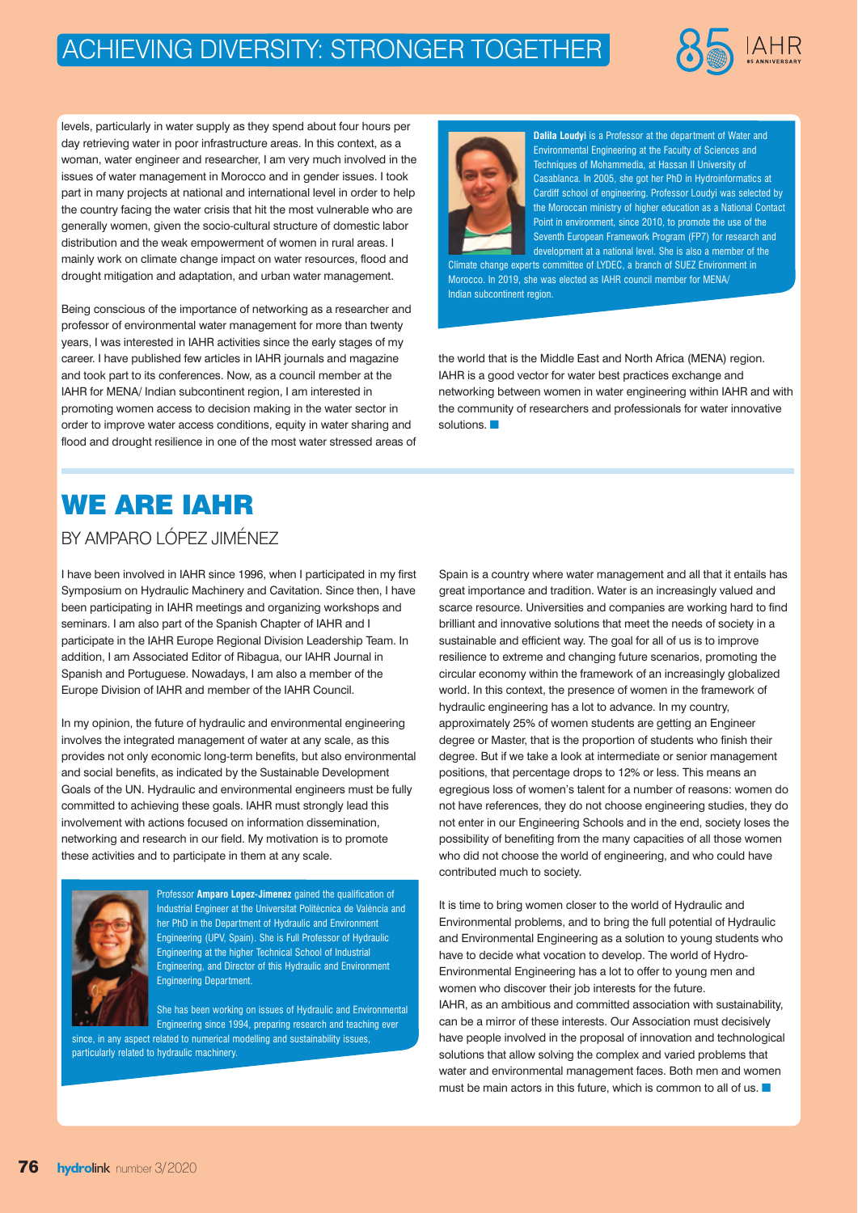levels, particularly in water supply as they spend about four hours per day retrieving water in poor infrastructure areas. In this context, as a woman, water engineer and researcher, I am very much involved in the issues of water management in Morocco and in gender issues. I took part in many projects at national and international level in order to help the country facing the water crisis that hit the most vulnerable who are generally women, given the socio-cultural structure of domestic labor distribution and the weak empowerment of women in rural areas. I mainly work on climate change impact on water resources, flood and drought mitigation and adaptation, and urban water management.

Being conscious of the importance of networking as a researcher and professor of environmental water management for more than twenty years, I was interested in IAHR activities since the early stages of my career. I have published few articles in IAHR journals and magazine and took part to its conferences. Now, as a council member at the IAHR for MENA/ Indian subcontinent region, I am interested in promoting women access to decision making in the water sector in order to improve water access conditions, equity in water sharing and flood and drought resilience in one of the most water stressed areas of the world that is the Middle East and North Africa (MENA) region. IAHR is a good vector for water best practices exchange and networking between women in water engineering within IAHR and with the community of researchers and professionals for water innovative solutions. ■

**Dalila Loudyi** is a Professor at the department of Water and Environmental Engineering at the Faculty of Sciences and Techniques of Mohammedia, at Hassan II University of Casablanca. In 2005, she got her PhD in Hydroinformatics at Cardiff school of engineering. Professor Loudyi was selected by the Moroccan ministry of higher education as a National Contact Point in environment, since 2010, to promote the use of the Seventh European Framework Program (FP7) for research and development at a national level. She is also a member of the Climate change experts committee of LYDEC, a branch of SUEZ Environment in Morocco. In 2019, she was elected as IAHR council member for MENA/ Indian subcontinent region.

# WE ARE IAHR

## BY AMPARO LÓPEZ JIMÉNEZ

I have been involved in IAHR since 1996, when I participated in my first Symposium on Hydraulic Machinery and Cavitation. Since then, I have been participating in IAHR meetings and organizing workshops and seminars. I am also part of the Spanish Chapter of IAHR and I participate in the IAHR Europe Regional Division Leadership Team. In addition, I am Associated Editor of Ribagua, our IAHR Journal in Spanish and Portuguese. Nowadays, I am also a member of the Europe Division of IAHR and member of the IAHR Council.

In my opinion, the future of hydraulic and environmental engineering involves the integrated management of water at any scale, as this provides not only economic long-term benefits, but also environmental and social benefits, as indicated by the Sustainable Development Goals of the UN. Hydraulic and environmental engineers must be fully committed to achieving these goals. IAHR must strongly lead this involvement with actions focused on information dissemination, networking and research in our field. My motivation is to promote these activities and to participate in them at any scale.

Professor **Amparo Lopez-Jimenez** gained the qualification of Industrial Engineer at the Universitat Politècnica de València and her PhD in the Department of Hydraulic and Environment Engineering (UPV, Spain). She is Full Professor of Hydraulic Engineering at the higher Technical School of Industrial Engineering, and Director of this Hydraulic and Environment Engineering Department.

She has been working on issues of Hydraulic and Environmental Engineering since 1994, preparing research and teaching ever since, in any aspect related to numerical modelling and sustainability issues, particularly related to hydraulic machinery.

Spain is a country where water management and all that it entails has great importance and tradition. Water is an increasingly valued and scarce resource. Universities and companies are working hard to find brilliant and innovative solutions that meet the needs of society in a sustainable and efficient way. The goal for all of us is to improve resilience to extreme and changing future scenarios, promoting the circular economy within the framework of an increasingly globalized world. In this context, the presence of women in the framework of hydraulic engineering has a lot to advance. In my country, approximately 25% of women students are getting an Engineer degree or Master, that is the proportion of students who finish their degree. But if we take a look at intermediate or senior management positions, that percentage drops to 12% or less. This means an egregious loss of women's talent for a number of reasons: women do not have references, they do not choose engineering studies, they do not enter in our Engineering Schools and in the end, society loses the possibility of benefiting from the many capacities of all those women who did not choose the world of engineering, and who could have contributed much to society.

It is time to bring women closer to the world of Hydraulic and Environmental problems, and to bring the full potential of Hydraulic and Environmental Engineering as a solution to young students who have to decide what vocation to develop. The world of Hydro-Environmental Engineering has a lot to offer to young men and women who discover their job interests for the future.
IAHR, as an ambitious and committed association with sustainability, can be a mirror of these interests. Our Association must decisively have people involved in the proposal of innovation and technological solutions that allow solving the complex and varied problems that water and environmental management faces. Both men and women must be main actors in this future, which is common to all of us. ■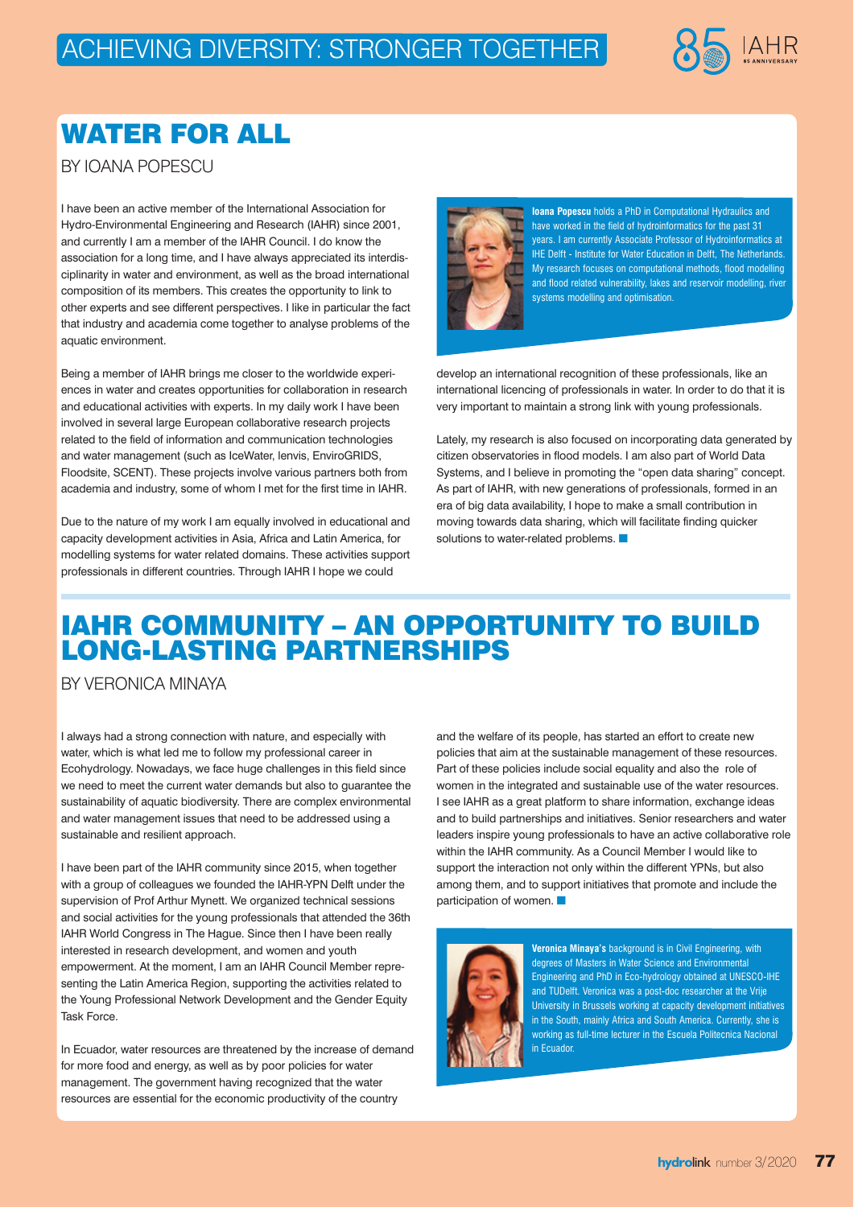## WATER FOR ALL

BY IOANA POPESCU

I have been an active member of the International Association for Hydro-Environmental Engineering and Research (IAHR) since 2001, and currently I am a member of the IAHR Council. I do know the association for a long time, and I have always appreciated its interdisciplinarity in water and environment, as well as the broad international composition of its members. This creates the opportunity to link to other experts and see different perspectives. I like in particular the fact that industry and academia come together to analyse problems of the aquatic environment.

Being a member of IAHR brings me closer to the worldwide experiences in water and creates opportunities for collaboration in research and educational activities with experts. In my daily work I have been involved in several large European collaborative research projects related to the field of information and communication technologies and water management (such as IceWater, Ienvis, EnviroGRIDS, Floodsite, SCENT). These projects involve various partners both from academia and industry, some of whom I met for the first time in IAHR.

Due to the nature of my work I am equally involved in educational and capacity development activities in Asia, Africa and Latin America, for modelling systems for water related domains. These activities support professionals in different countries. Through IAHR I hope we could develop an international recognition of these professionals, like an international licencing of professionals in water. In order to do that it is very important to maintain a strong link with young professionals.

Lately, my research is also focused on incorporating data generated by citizen observatories in flood models. I am also part of World Data Systems, and I believe in promoting the "open data sharing" concept. As part of IAHR, with new generations of professionals, formed in an era of big data availability, I hope to make a small contribution in moving towards data sharing, which will facilitate finding quicker solutions to water-related problems. ■

**Ioana Popescu** holds a PhD in Computational Hydraulics and have worked in the field of hydroinformatics for the past 31 years. I am currently Associate Professor of Hydroinformatics at IHE Delft - Institute for Water Education in Delft, The Netherlands. My research focuses on computational methods, flood modelling and flood related vulnerability, lakes and reservoir modelling, river systems modelling and optimisation.

## IAHR COMMUNITY – AN OPPORTUNITY TO BUILD LONG-LASTING PARTNERSHIPS

BY VERONICA MINAYA

I always had a strong connection with nature, and especially with water, which is what led me to follow my professional career in Ecohydrology. Nowadays, we face huge challenges in this field since we need to meet the current water demands but also to guarantee the sustainability of aquatic biodiversity. There are complex environmental and water management issues that need to be addressed using a sustainable and resilient approach.

I have been part of the IAHR community since 2015, when together with a group of colleagues we founded the IAHR-YPN Delft under the supervision of Prof Arthur Mynett. We organized technical sessions and social activities for the young professionals that attended the 36th IAHR World Congress in The Hague. Since then I have been really interested in research development, and women and youth empowerment. At the moment, I am an IAHR Council Member representing the Latin America Region, supporting the activities related to the Young Professional Network Development and the Gender Equity Task Force.

In Ecuador, water resources are threatened by the increase of demand for more food and energy, as well as by poor policies for water management. The government having recognized that the water resources are essential for the economic productivity of the country and the welfare of its people, has started an effort to create new policies that aim at the sustainable management of these resources. Part of these policies include social equality and also the role of women in the integrated and sustainable use of the water resources. I see IAHR as a great platform to share information, exchange ideas and to build partnerships and initiatives. Senior researchers and water leaders inspire young professionals to have an active collaborative role within the IAHR community. As a Council Member I would like to support the interaction not only within the different YPNs, but also among them, and to support initiatives that promote and include the participation of women. ■

**Veronica Minaya's** background is in Civil Engineering, with degrees of Masters in Water Science and Environmental Engineering and PhD in Eco-hydrology obtained at UNESCO-IHE and TUDelft. Veronica was a post-doc researcher at the Vrije University in Brussels working at capacity development initiatives in the South, mainly Africa and South America. Currently, she is working as full-time lecturer in the Escuela Politecnica Nacional in Ecuador.